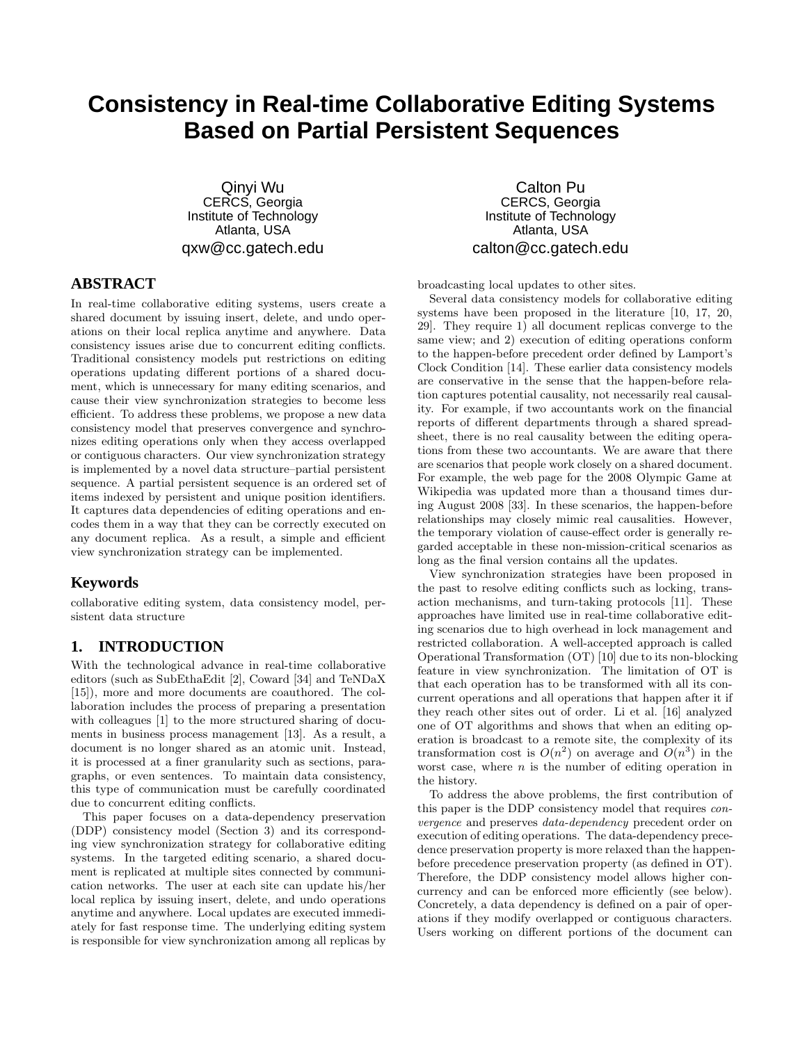# Consistency in Real-time Collaborative Editing Systems Based on Partial Persistent Sequences

Qinyi Wu
CERCS, Georgia Institute of Technology
Atlanta, USA
qxw@cc.gatech.edu

Calton Pu
CERCS, Georgia Institute of Technology
Atlanta, USA
calton@cc.gatech.edu

## ABSTRACT

In real-time collaborative editing systems, users create a shared document by issuing insert, delete, and undo operations on their local replica anytime and anywhere. Data consistency issues arise due to concurrent editing conflicts. Traditional consistency models put restrictions on editing operations updating different portions of a shared document, which is unnecessary for many editing scenarios, and cause their view synchronization strategies to become less efficient. To address these problems, we propose a new data consistency model that preserves convergence and synchronizes editing operations only when they access overlapped or contiguous characters. Our view synchronization strategy is implemented by a novel data structure–partial persistent sequence. A partial persistent sequence is an ordered set of items indexed by persistent and unique position identifiers. It captures data dependencies of editing operations and encodes them in a way that they can be correctly executed on any document replica. As a result, a simple and efficient view synchronization strategy can be implemented.

### Keywords

collaborative editing system, data consistency model, persistent data structure

## 1. INTRODUCTION

With the technological advance in real-time collaborative editors (such as SubEthaEdit [2], Coward [34] and TeNDaX [15]), more and more documents are coauthored. The collaboration includes the process of preparing a presentation with colleagues [1] to the more structured sharing of documents in business process management [13]. As a result, a document is no longer shared as an atomic unit. Instead, it is processed at a finer granularity such as sections, paragraphs, or even sentences. To maintain data consistency, this type of communication must be carefully coordinated due to concurrent editing conflicts.

This paper focuses on a data-dependency preservation (DDP) consistency model (Section 3) and its corresponding view synchronization strategy for collaborative editing systems. In the targeted editing scenario, a shared document is replicated at multiple sites connected by communication networks. The user at each site can update his/her local replica by issuing insert, delete, and undo operations anytime and anywhere. Local updates are executed immediately for fast response time. The underlying editing system is responsible for view synchronization among all replicas by broadcasting local updates to other sites.

Several data consistency models for collaborative editing systems have been proposed in the literature [10, 17, 20, 29]. They require 1) all document replicas converge to the same view; and 2) execution of editing operations conform to the happen-before precedent order defined by Lamport's Clock Condition [14]. These earlier data consistency models are conservative in the sense that the happen-before relation captures potential causality, not necessarily real causality. For example, if two accountants work on the financial reports of different departments through a shared spreadsheet, there is no real causality between the editing operations from these two accountants. We are aware that there are scenarios that people work closely on a shared document. For example, the web page for the 2008 Olympic Game at Wikipedia was updated more than a thousand times during August 2008 [33]. In these scenarios, the happen-before relationships may closely mimic real causalities. However, the temporary violation of cause-effect order is generally regarded acceptable in these non-mission-critical scenarios as long as the final version contains all the updates.

View synchronization strategies have been proposed in the past to resolve editing conflicts such as locking, transaction mechanisms, and turn-taking protocols [11]. These approaches have limited use in real-time collaborative editing scenarios due to high overhead in lock management and restricted collaboration. A well-accepted approach is called Operational Transformation (OT) [10] due to its non-blocking feature in view synchronization. The limitation of OT is that each operation has to be transformed with all its concurrent operations and all operations that happen after it if they reach other sites out of order. Li et al. [16] analyzed one of OT algorithms and shows that when an editing operation is broadcast to a remote site, the complexity of its transformation cost is $O(n^2)$ on average and $O(n^3)$ in the worst case, where $n$ is the number of editing operation in the history.

To address the above problems, the first contribution of this paper is the DDP consistency model that requires *convergence* and preserves *data-dependency* precedent order on execution of editing operations. The data-dependency precedence preservation property is more relaxed than the happen-before precedence preservation property (as defined in OT). Therefore, the DDP consistency model allows higher concurrency and can be enforced more efficiently (see below). Concretely, a data dependency is defined on a pair of operations if they modify overlapped or contiguous characters. Users working on different portions of the document can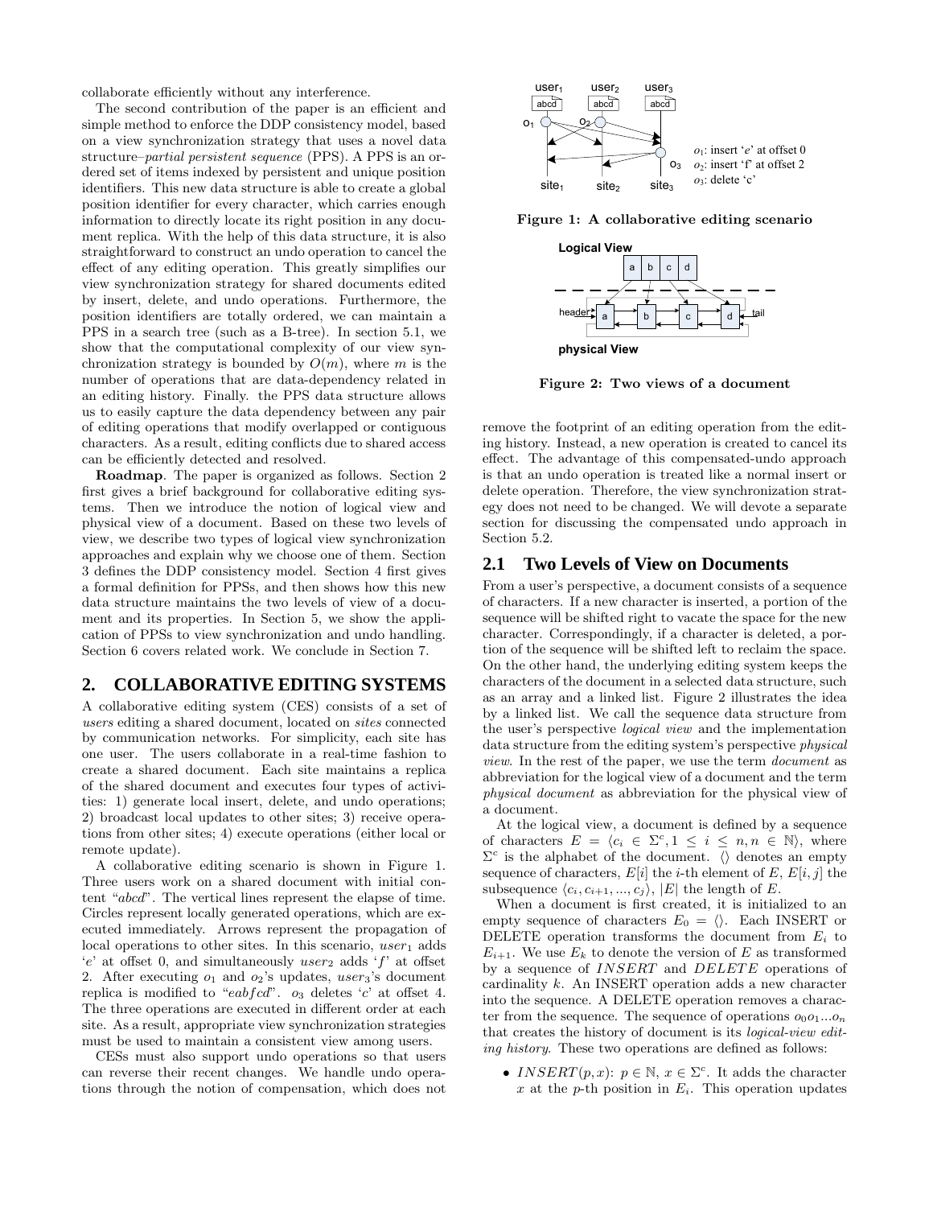collaborate efficiently without any interference.

The second contribution of the paper is an efficient and simple method to enforce the DDP consistency model, based on a view synchronization strategy that uses a novel data structure–*partial persistent sequence* (PPS). A PPS is an ordered set of items indexed by persistent and unique position identifiers. This new data structure is able to create a global position identifier for every character, which carries enough information to directly locate its right position in any document replica. With the help of this data structure, it is also straightforward to construct an undo operation to cancel the effect of any editing operation. This greatly simplifies our view synchronization strategy for shared documents edited by insert, delete, and undo operations. Furthermore, the position identifiers are totally ordered, we can maintain a PPS in a search tree (such as a B-tree). In section 5.1, we show that the computational complexity of our view synchronization strategy is bounded by $O(m)$, where $m$ is the number of operations that are data-dependency related in an editing history. Finally. the PPS data structure allows us to easily capture the data dependency between any pair of editing operations that modify overlapped or contiguous characters. As a result, editing conflicts due to shared access can be efficiently detected and resolved.

**Roadmap**. The paper is organized as follows. Section 2 first gives a brief background for collaborative editing systems. Then we introduce the notion of logical view and physical view of a document. Based on these two levels of view, we describe two types of logical view synchronization approaches and explain why we choose one of them. Section 3 defines the DDP consistency model. Section 4 first gives a formal definition for PPSs, and then shows how this new data structure maintains the two levels of view of a document and its properties. In Section 5, we show the application of PPSs to view synchronization and undo handling. Section 6 covers related work. We conclude in Section 7.

## 2. COLLABORATIVE EDITING SYSTEMS

A collaborative editing system (CES) consists of a set of *users* editing a shared document, located on *sites* connected by communication networks. For simplicity, each site has one user. The users collaborate in a real-time fashion to create a shared document. Each site maintains a replica of the shared document and executes four types of activities: 1) generate local insert, delete, and undo operations; 2) broadcast local updates to other sites; 3) receive operations from other sites; 4) execute operations (either local or remote update).

A collaborative editing scenario is shown in Figure 1. Three users work on a shared document with initial content "*abcd*". The vertical lines represent the elapse of time. Circles represent locally generated operations, which are executed immediately. Arrows represent the propagation of local operations to other sites. In this scenario, $user_1$ adds '$e$' at offset 0, and simultaneously $user_2$ adds '$f$' at offset 2. After executing $o_1$ and $o_2$'s updates, $user_3$'s document replica is modified to "$eabfcd$". $o_3$ deletes '$c$' at offset 4. The three operations are executed in different order at each site. As a result, appropriate view synchronization strategies must be used to maintain a consistent view among users.

CESs must also support undo operations so that users can reverse their recent changes. We handle undo operations through the notion of compensation, which does not remove the footprint of an editing operation from the editing history. Instead, a new operation is created to cancel its effect. The advantage of this compensated-undo approach is that an undo operation is treated like a normal insert or delete operation. Therefore, the view synchronization strategy does not need to be changed. We will devote a separate section for discussing the compensated undo approach in Section 5.2.

**Figure 1: A collaborative editing scenario**

**Figure 2: Two views of a document**

### 2.1 Two Levels of View on Documents

From a user's perspective, a document consists of a sequence of characters. If a new character is inserted, a portion of the sequence will be shifted right to vacate the space for the new character. Correspondingly, if a character is deleted, a portion of the sequence will be shifted left to reclaim the space. On the other hand, the underlying editing system keeps the characters of the document in a selected data structure, such as an array and a linked list. Figure 2 illustrates the idea by a linked list. We call the sequence data structure from the user's perspective *logical view* and the implementation data structure from the editing system's perspective *physical view*. In the rest of the paper, we use the term *document* as abbreviation for the logical view of a document and the term *physical document* as abbreviation for the physical view of a document.

At the logical view, a document is defined by a sequence of characters $E = \langle c_i \in \Sigma^c, 1 \leq i \leq n, n \in \mathbb{N} \rangle$, where $\Sigma^c$ is the alphabet of the document. $\langle\rangle$ denotes an empty sequence of characters, $E[i]$ the $i$-th element of $E$, $E[i,j]$ the subsequence $\langle c_i, c_{i+1}, ..., c_j \rangle$, $|E|$ the length of $E$.

When a document is first created, it is initialized to an empty sequence of characters $E_0 = \langle\rangle$. Each INSERT or DELETE operation transforms the document from $E_i$ to $E_{i+1}$. We use $E_k$ to denote the version of $E$ as transformed by a sequence of $INSERT$ and $DELETE$ operations of cardinality $k$. An INSERT operation adds a new character into the sequence. A DELETE operation removes a character from the sequence. The sequence of operations $o_0 o_1 ... o_n$ that creates the history of document is its *logical-view editing history*. These two operations are defined as follows:

- $INSERT(p, x)$: $p \in \mathbb{N}$, $x \in \Sigma^c$. It adds the character $x$ at the $p$-th position in $E_i$. This operation updates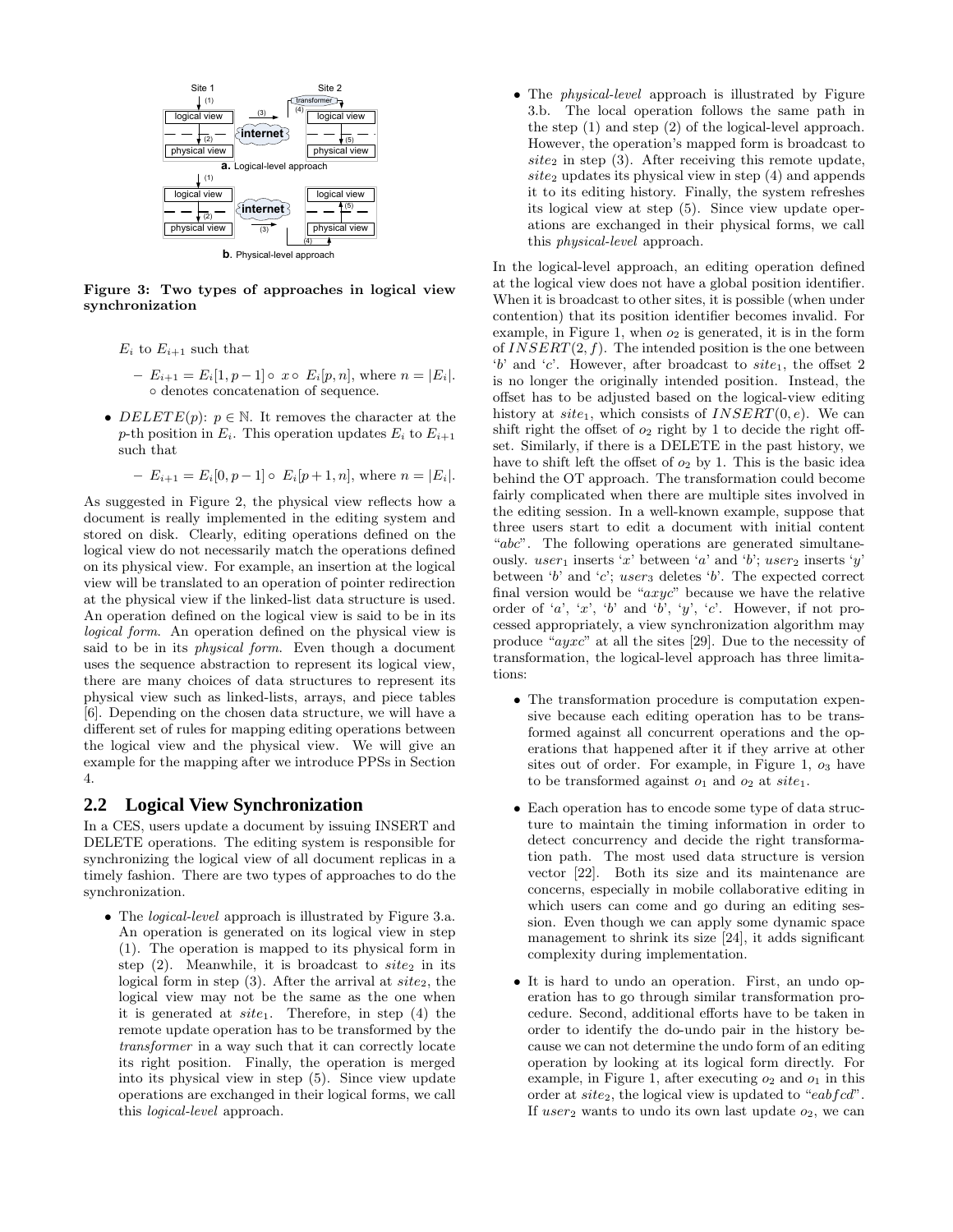Figure 3: Two types of approaches in logical view synchronization

$E_i$ to $E_{i+1}$ such that

- $E_{i+1} = E_i[1, p-1] \circ x \circ E_i[p, n]$, where $n = |E_i|$. $\circ$ denotes concatenation of sequence.

- $DELETE(p)$: $p \in \mathbb{N}$. It removes the character at the $p$-th position in $E_i$. This operation updates $E_i$ to $E_{i+1}$ such that
  - $E_{i+1} = E_i[0, p-1] \circ E_i[p+1, n]$, where $n = |E_i|$.

As suggested in Figure 2, the physical view reflects how a document is really implemented in the editing system and stored on disk. Clearly, editing operations defined on the logical view do not necessarily match the operations defined on its physical view. For example, an insertion at the logical view will be translated to an operation of pointer redirection at the physical view if the linked-list data structure is used. An operation defined on the logical view is said to be in its *logical form*. An operation defined on the physical view is said to be in its *physical form*. Even though a document uses the sequence abstraction to represent its logical view, there are many choices of data structures to represent its physical view such as linked-lists, arrays, and piece tables [6]. Depending on the chosen data structure, we will have a different set of rules for mapping editing operations between the logical view and the physical view. We will give an example for the mapping after we introduce PPSs in Section 4.

## 2.2 Logical View Synchronization

In a CES, users update a document by issuing INSERT and DELETE operations. The editing system is responsible for synchronizing the logical view of all document replicas in a timely fashion. There are two types of approaches to do the synchronization.

- The *logical-level* approach is illustrated by Figure 3.a. An operation is generated on its logical view in step (1). The operation is mapped to its physical form in step (2). Meanwhile, it is broadcast to $site_2$ in its logical form in step (3). After the arrival at $site_2$, the logical view may not be the same as the one when it is generated at $site_1$. Therefore, in step (4) the remote update operation has to be transformed by the *transformer* in a way such that it can correctly locate its right position. Finally, the operation is merged into its physical view in step (5). Since view update operations are exchanged in their logical forms, we call this *logical-level* approach.

- The *physical-level* approach is illustrated by Figure 3.b. The local operation follows the same path in the step (1) and step (2) of the logical-level approach. However, the operation's mapped form is broadcast to $site_2$ in step (3). After receiving this remote update, $site_2$ updates its physical view in step (4) and appends it to its editing history. Finally, the system refreshes its logical view at step (5). Since view update operations are exchanged in their physical forms, we call this *physical-level* approach.

In the logical-level approach, an editing operation defined at the logical view does not have a global position identifier. When it is broadcast to other sites, it is possible (when under contention) that its position identifier becomes invalid. For example, in Figure 1, when $o_2$ is generated, it is in the form of $INSERT(2, f)$. The intended position is the one between '$b$' and '$c$'. However, after broadcast to $site_1$, the offset 2 is no longer the originally intended position. Instead, the offset has to be adjusted based on the logical-view editing history at $site_1$, which consists of $INSERT(0, e)$. We can shift right the offset of $o_2$ right by 1 to decide the right offset. Similarly, if there is a DELETE in the past history, we have to shift left the offset of $o_2$ by 1. This is the basic idea behind the OT approach. The transformation could become fairly complicated when there are multiple sites involved in the editing session. In a well-known example, suppose that three users start to edit a document with initial content "$abc$". The following operations are generated simultaneously. $user_1$ inserts '$x$' between '$a$' and '$b$'; $user_2$ inserts '$y$' between '$b$' and '$c$'; $user_3$ deletes '$b$'. The expected correct final version would be "$axyc$" because we have the relative order of '$a$', '$x$', '$b$' and '$b$', '$y$', '$c$'. However, if not processed appropriately, a view synchronization algorithm may produce "$ayxc$" at all the sites [29]. Due to the necessity of transformation, the logical-level approach has three limitations:

- The transformation procedure is computation expensive because each editing operation has to be transformed against all concurrent operations and the operations that happened after it if they arrive at other sites out of order. For example, in Figure 1, $o_3$ have to be transformed against $o_1$ and $o_2$ at $site_1$.

- Each operation has to encode some type of data structure to maintain the timing information in order to detect concurrency and decide the right transformation path. The most used data structure is version vector [22]. Both its size and its maintenance are concerns, especially in mobile collaborative editing in which users can come and go during an editing session. Even though we can apply some dynamic space management to shrink its size [24], it adds significant complexity during implementation.

- It is hard to undo an operation. First, an undo operation has to go through similar transformation procedure. Second, additional efforts have to be taken in order to identify the do-undo pair in the history because we can not determine the undo form of an editing operation by looking at its logical form directly. For example, in Figure 1, after executing $o_2$ and $o_1$ in this order at $site_2$, the logical view is updated to "$eabfcd$". If $user_2$ wants to undo its own last update $o_2$, we can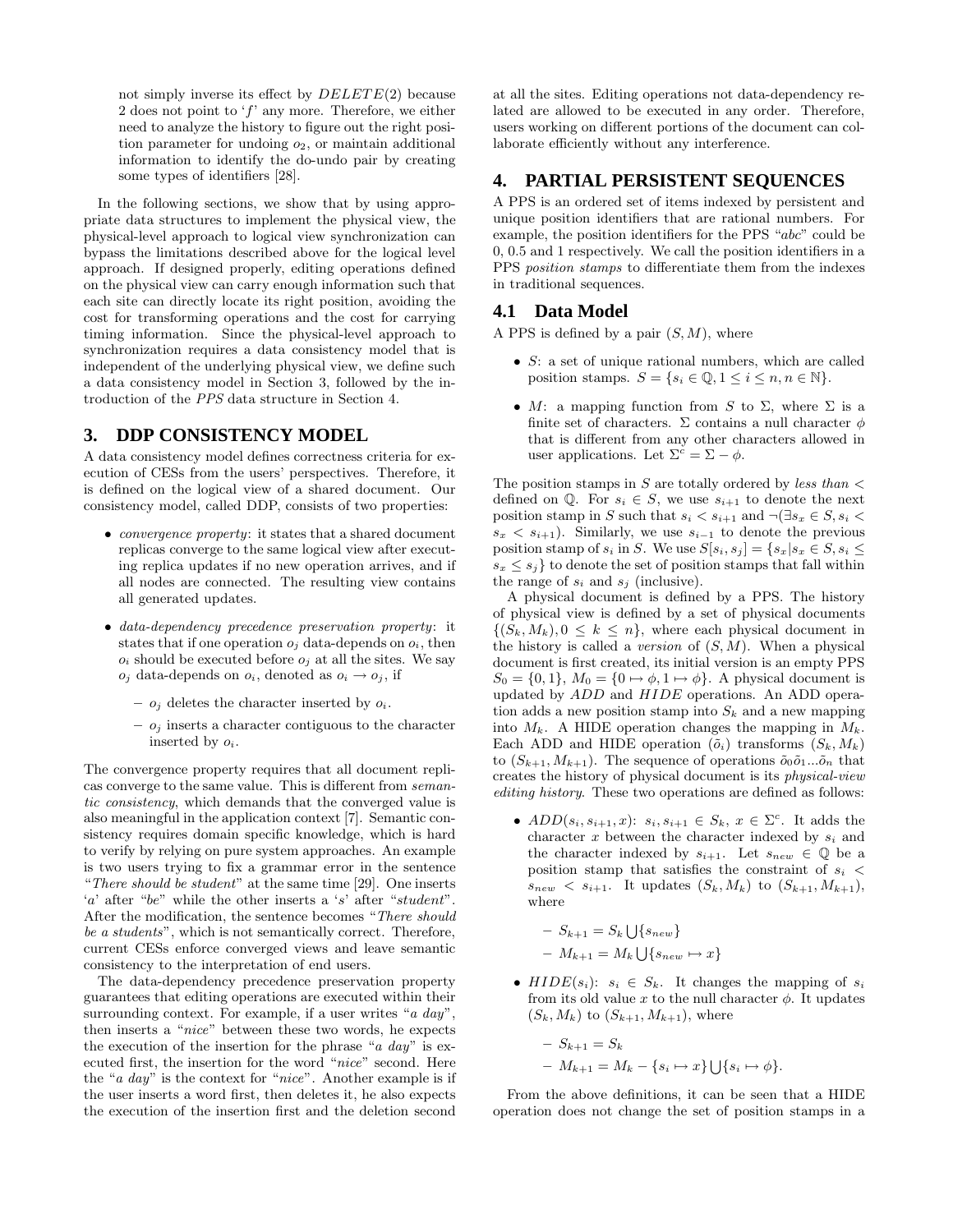not simply inverse its effect by $DELETE(2)$ because 2 does not point to '$f$' any more. Therefore, we either need to analyze the history to figure out the right position parameter for undoing $o_2$, or maintain additional information to identify the do-undo pair by creating some types of identifiers [28].

In the following sections, we show that by using appropriate data structures to implement the physical view, the physical-level approach to logical view synchronization can bypass the limitations described above for the logical level approach. If designed properly, editing operations defined on the physical view can carry enough information such that each site can directly locate its right position, avoiding the cost for transforming operations and the cost for carrying timing information. Since the physical-level approach to synchronization requires a data consistency model that is independent of the underlying physical view, we define such a data consistency model in Section 3, followed by the introduction of the *PPS* data structure in Section 4.

## 3. DDP CONSISTENCY MODEL

A data consistency model defines correctness criteria for execution of CESs from the users' perspectives. Therefore, it is defined on the logical view of a shared document. Our consistency model, called DDP, consists of two properties:

- *convergence property*: it states that a shared document replicas converge to the same logical view after executing replica updates if no new operation arrives, and if all nodes are connected. The resulting view contains all generated updates.
- *data-dependency precedence preservation property*: it states that if one operation $o_j$ data-depends on $o_i$, then $o_i$ should be executed before $o_j$ at all the sites. We say $o_j$ data-depends on $o_i$, denoted as $o_i \rightarrow o_j$, if
  - $o_j$ deletes the character inserted by $o_i$.
  - $o_j$ inserts a character contiguous to the character inserted by $o_i$.

The convergence property requires that all document replicas converge to the same value. This is different from *semantic consistency*, which demands that the converged value is also meaningful in the application context [7]. Semantic consistency requires domain specific knowledge, which is hard to verify by relying on pure system approaches. An example is two users trying to fix a grammar error in the sentence "*There should be student*" at the same time [29]. One inserts '*a*' after "*be*" while the other inserts a '*s*' after "*student*". After the modification, the sentence becomes "*There should be a students*", which is not semantically correct. Therefore, current CESs enforce converged views and leave semantic consistency to the interpretation of end users.

The data-dependency precedence preservation property guarantees that editing operations are executed within their surrounding context. For example, if a user writes "*a day*", then inserts a "*nice*" between these two words, he expects the execution of the insertion for the phrase "*a day*" is executed first, the insertion for the word "*nice*" second. Here the "*a day*" is the context for "*nice*". Another example is if the user inserts a word first, then deletes it, he also expects the execution of the insertion first and the deletion second at all the sites. Editing operations not data-dependency related are allowed to be executed in any order. Therefore, users working on different portions of the document can collaborate efficiently without any interference.

## 4. PARTIAL PERSISTENT SEQUENCES

A PPS is an ordered set of items indexed by persistent and unique position identifiers that are rational numbers. For example, the position identifiers for the PPS "*abc*" could be 0, 0.5 and 1 respectively. We call the position identifiers in a PPS *position stamps* to differentiate them from the indexes in traditional sequences.

### 4.1 Data Model

A PPS is defined by a pair $(S, M)$, where

- $S$: a set of unique rational numbers, which are called position stamps. $S = \{s_i \in \mathbb{Q}, 1 \leq i \leq n, n \in \mathbb{N}\}$.
- $M$: a mapping function from $S$ to $\Sigma$, where $\Sigma$ is a finite set of characters. $\Sigma$ contains a null character $\phi$ that is different from any other characters allowed in user applications. Let $\Sigma^c = \Sigma - \phi$.

The position stamps in $S$ are totally ordered by *less than* $<$ defined on $\mathbb{Q}$. For $s_i \in S$, we use $s_{i+1}$ to denote the next position stamp in $S$ such that $s_i < s_{i+1}$ and $\neg(\exists s_x \in S, s_i < s_x < s_{i+1})$. Similarly, we use $s_{i-1}$ to denote the previous position stamp of $s_i$ in $S$. We use $S[s_i, s_j] = \{s_x | s_x \in S, s_i \leq s_x \leq s_j\}$ to denote the set of position stamps that fall within the range of $s_i$ and $s_j$ (inclusive).

A physical document is defined by a PPS. The history of physical view is defined by a set of physical documents $\{(S_k, M_k), 0 \leq k \leq n\}$, where each physical document in the history is called a *version* of $(S, M)$. When a physical document is first created, its initial version is an empty PPS $S_0 = \{0, 1\}$, $M_0 = \{0 \mapsto \phi, 1 \mapsto \phi\}$. A physical document is updated by $ADD$ and $HIDE$ operations. An ADD operation adds a new position stamp into $S_k$ and a new mapping into $M_k$. A HIDE operation changes the mapping in $M_k$. Each ADD and HIDE operation ($\tilde{o}_i$) transforms $(S_k, M_k)$ to $(S_{k+1}, M_{k+1})$. The sequence of operations $\tilde{o}_0\tilde{o}_1...\tilde{o}_n$ that creates the history of physical document is its *physical-view editing history*. These two operations are defined as follows:

- $ADD(s_i, s_{i+1}, x)$: $s_i, s_{i+1} \in S_k$, $x \in \Sigma^c$. It adds the character $x$ between the character indexed by $s_i$ and the character indexed by $s_{i+1}$. Let $s_{new} \in \mathbb{Q}$ be a position stamp that satisfies the constraint of $s_i < s_{new} < s_{i+1}$. It updates $(S_k, M_k)$ to $(S_{k+1}, M_{k+1})$, where
  - $S_{k+1} = S_k \bigcup \{s_{new}\}$
  - $M_{k+1} = M_k \bigcup \{s_{new} \mapsto x\}$
- $HIDE(s_i)$: $s_i \in S_k$. It changes the mapping of $s_i$ from its old value $x$ to the null character $\phi$. It updates $(S_k, M_k)$ to $(S_{k+1}, M_{k+1})$, where
  - $S_{k+1} = S_k$
  - $M_{k+1} = M_k - \{s_i \mapsto x\} \bigcup \{s_i \mapsto \phi\}$.

From the above definitions, it can be seen that a HIDE operation does not change the set of position stamps in a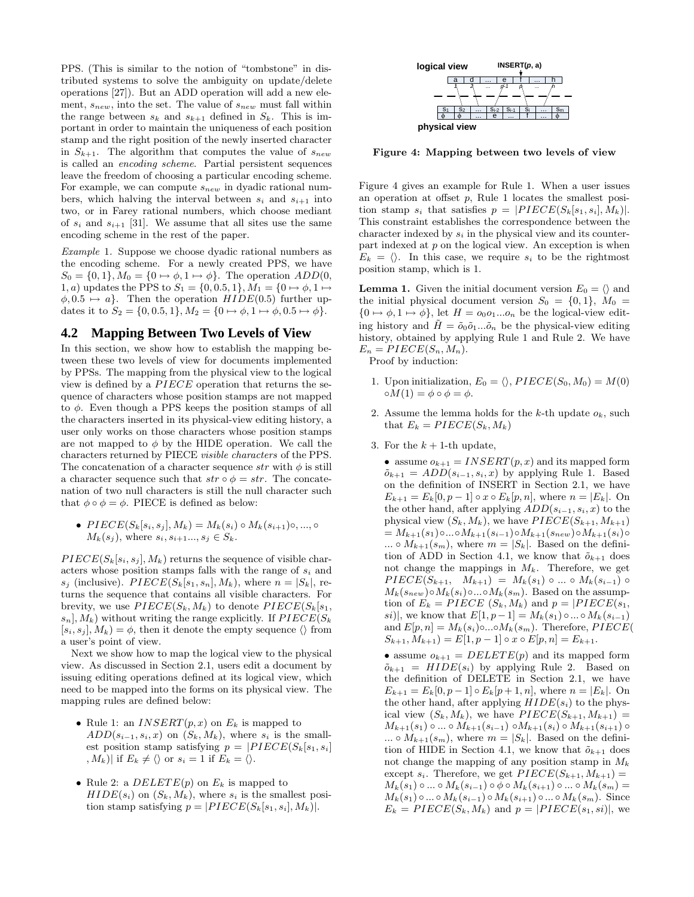PPS. (This is similar to the notion of "tombstone" in distributed systems to solve the ambiguity on update/delete operations [27]). But an ADD operation will add a new element, $s_{new}$, into the set. The value of $s_{new}$ must fall within the range between $s_k$ and $s_{k+1}$ defined in $S_k$. This is important in order to maintain the uniqueness of each position stamp and the right position of the newly inserted character in $S_{k+1}$. The algorithm that computes the value of $s_{new}$ is called an *encoding scheme*. Partial persistent sequences leave the freedom of choosing a particular encoding scheme. For example, we can compute $s_{new}$ in dyadic rational numbers, which halving the interval between $s_i$ and $s_{i+1}$ into two, or in Farey rational numbers, which choose mediant of $s_i$ and $s_{i+1}$ [31]. We assume that all sites use the same encoding scheme in the rest of the paper.

*Example* 1. Suppose we choose dyadic rational numbers as the encoding scheme. For a newly created PPS, we have $S_0 = \{0, 1\}, M_0 = \{0 \mapsto \phi, 1 \mapsto \phi\}$. The operation $ADD(0, 1, a)$ updates the PPS to $S_1 = \{0, 0.5, 1\}, M_1 = \{0 \mapsto \phi, 1 \mapsto \phi, 0.5 \mapsto a\}$. Then the operation $HIDE(0.5)$ further updates it to $S_2 = \{0, 0.5, 1\}, M_2 = \{0 \mapsto \phi, 1 \mapsto \phi, 0.5 \mapsto \phi\}$.

## 4.2 Mapping Between Two Levels of View

In this section, we show how to establish the mapping between these two levels of view for documents implemented by PPSs. The mapping from the physical view to the logical view is defined by a $PIECE$ operation that returns the sequence of characters whose position stamps are not mapped to $\phi$. Even though a PPS keeps the position stamps of all the characters inserted in its physical-view editing history, a user only works on those characters whose position stamps are not mapped to $\phi$ by the HIDE operation. We call the characters returned by PIECE *visible characters* of the PPS. The concatenation of a character sequence $str$ with $\phi$ is still a character sequence such that $str \circ \phi = str$. The concatenation of two null characters is still the null character such that $\phi \circ \phi = \phi$. PIECE is defined as below:

- $PIECE(S_k[s_i, s_j], M_k) = M_k(s_i) \circ M_k(s_{i+1}) \circ, ..., \circ M_k(s_j)$, where $s_i, s_{i+1}..., s_j \in S_k$.

$PIECE(S_k[s_i, s_j], M_k)$ returns the sequence of visible characters whose position stamps falls with the range of $s_i$ and $s_j$ (inclusive). $PIECE(S_k[s_1, s_n], M_k)$, where $n = |S_k|$, returns the sequence that contains all visible characters. For brevity, we use $PIECE(S_k, M_k)$ to denote $PIECE(S_k[s_1, s_n], M_k)$ without writing the range explicitly. If $PIECE(S_k [s_i, s_j], M_k) = \phi$, then it denote the empty sequence $\langle\rangle$ from a user's point of view.

Next we show how to map the logical view to the physical view. As discussed in Section 2.1, users edit a document by issuing editing operations defined at its logical view, which need to be mapped into the forms on its physical view. The mapping rules are defined below:

- Rule 1: an $INSERT(p, x)$ on $E_k$ is mapped to $ADD(s_{i-1}, s_i, x)$ on $(S_k, M_k)$, where $s_i$ is the smallest position stamp satisfying $p = |PIECE(S_k[s_1, s_i], M_k)|$ if $E_k \neq \langle\rangle$ or $s_i = 1$ if $E_k = \langle\rangle$.
- Rule 2: a $DELETE(p)$ on $E_k$ is mapped to $HIDE(s_i)$ on $(S_k, M_k)$, where $s_i$ is the smallest position stamp satisfying $p = |PIECE(S_k[s_1, s_i], M_k)|$.

**Figure 4: Mapping between two levels of view**

Figure 4 gives an example for Rule 1. When a user issues an operation at offset $p$, Rule 1 locates the smallest position stamp $s_i$ that satisfies $p = |PIECE(S_k[s_1, s_i], M_k)|$. This constraint establishes the correspondence between the character indexed by $s_i$ in the physical view and its counterpart indexed at $p$ on the logical view. An exception is when $E_k = \langle\rangle$. In this case, we require $s_i$ to be the rightmost position stamp, which is 1.

**Lemma 1.** Given the initial document version $E_0 = \langle\rangle$ and the initial physical document version $S_0 = \{0, 1\}$, $M_0 = \{0 \mapsto \phi, 1 \mapsto \phi\}$, let $H = o_0 o_1 ... o_n$ be the logical-view editing history and $\tilde{H} = \tilde{o}_0 \tilde{o}_1 ... \tilde{o}_n$ be the physical-view editing history, obtained by applying Rule 1 and Rule 2. We have $E_n = PIECE(S_n, M_n)$.

Proof by induction:

1. Upon initialization, $E_0 = \langle\rangle$, $PIECE(S_0, M_0) = M(0) \circ M(1) = \phi \circ \phi = \phi$.
2. Assume the lemma holds for the $k$-th update $o_k$, such that $E_k = PIECE(S_k, M_k)$
3. For the $k+1$-th update,
   - assume $o_{k+1} = INSERT(p, x)$ and its mapped form $\tilde{o}_{k+1} = ADD(s_{i-1}, s_i, x)$ by applying Rule 1. Based on the definition of INSERT in Section 2.1, we have $E_{k+1} = E_k[0, p-1] \circ x \circ E_k[p, n]$, where $n = |E_k|$. On the other hand, after applying $ADD(s_{i-1}, s_i, x)$ to the physical view $(S_k, M_k)$, we have $PIECE(S_{k+1}, M_{k+1}) = M_{k+1}(s_1) \circ ... \circ M_{k+1}(s_{i-1}) \circ M_{k+1}(s_{new}) \circ M_{k+1}(s_i) \circ ... \circ M_{k+1}(s_m)$, where $m = |S_k|$. Based on the definition of ADD in Section 4.1, we know that $\tilde{o}_{k+1}$ does not change the mappings in $M_k$. Therefore, we get $PIECE(S_{k+1}, \ M_{k+1}) = M_k(s_1) \circ ... \circ M_k(s_{i-1}) \circ M_k(s_{new}) \circ M_k(s_i) \circ ... \circ M_k(s_m)$. Based on the assumption of $E_k = PIECE\ (S_k, M_k)$ and $p = |PIECE(s_1, si)|$, we know that $E[1, p-1] = M_k(s_1) \circ ... \circ M_k(s_{i-1})$ and $E[p, n] = M_k(s_i) \circ ... \circ M_k(s_m)$. Therefore, $PIECE(S_{k+1}, M_{k+1}) = E[1, p-1] \circ x \circ E[p, n] = E_{k+1}$.
   - assume $o_{k+1} = DELETE(p)$ and its mapped form $\tilde{o}_{k+1} = HIDE(s_i)$ by applying Rule 2. Based on the definition of DELETE in Section 2.1, we have $E_{k+1} = E_k[0, p-1] \circ E_k[p+1, n]$, where $n = |E_k|$. On the other hand, after applying $HIDE(s_i)$ to the physical view $(S_k, M_k)$, we have $PIECE(S_{k+1}, M_{k+1}) = M_{k+1}(s_1) \circ ... \circ M_{k+1}(s_{i-1}) \circ M_{k+1}(s_i) \circ M_{k+1}(s_{i+1}) \circ ... \circ M_{k+1}(s_m)$, where $m = |S_k|$. Based on the definition of HIDE in Section 4.1, we know that $\tilde{o}_{k+1}$ does not change the mapping of any position stamp in $M_k$ except $s_i$. Therefore, we get $PIECE(S_{k+1}, M_{k+1}) = M_k(s_1) \circ ... \circ M_k(s_{i-1}) \circ \phi \circ M_k(s_{i+1}) \circ ... \circ M_k(s_m) = M_k(s_1) \circ ... \circ M_k(s_{i-1}) \circ M_k(s_{i+1}) \circ ... \circ M_k(s_m)$. Since $E_k = PIECE(S_k, M_k)$ and $p = |PIECE(s_1, si)|$, we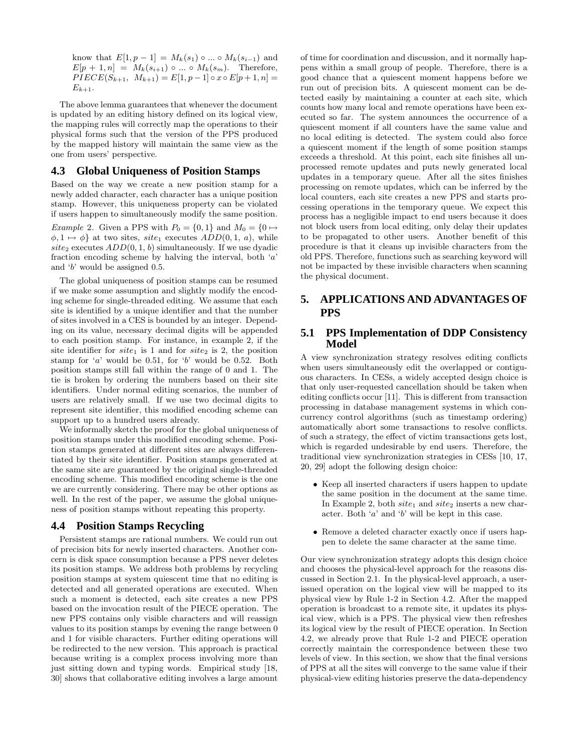know that $E[1, p-1] = M_k(s_1) \circ ... \circ M_k(s_{i-1})$ and $E[p+1, n] = M_k(s_{i+1}) \circ ... \circ M_k(s_m)$. Therefore, $PIECE(S_{k+1}, M_{k+1}) = E[1, p-1] \circ x \circ E[p+1, n] = E_{k+1}$.

The above lemma guarantees that whenever the document is updated by an editing history defined on its logical view, the mapping rules will correctly map the operations to their physical forms such that the version of the PPS produced by the mapped history will maintain the same view as the one from users' perspective.

### 4.3 Global Uniqueness of Position Stamps

Based on the way we create a new position stamp for a newly added character, each character has a unique position stamp. However, this uniqueness property can be violated if users happen to simultaneously modify the same position.

*Example* 2. Given a PPS with $P_0 = \{0, 1\}$ and $M_0 = \{0 \mapsto \phi, 1 \mapsto \phi\}$ at two sites, $site_1$ executes $ADD(0, 1, a)$, while $site_2$ executes $ADD(0, 1, b)$ simultaneously. If we use dyadic fraction encoding scheme by halving the interval, both '$a$' and '$b$' would be assigned 0.5.

The global uniqueness of position stamps can be resumed if we make some assumption and slightly modify the encoding scheme for single-threaded editing. We assume that each site is identified by a unique identifier and that the number of sites involved in a CES is bounded by an integer. Depending on its value, necessary decimal digits will be appended to each position stamp. For instance, in example 2, if the site identifier for $site_1$ is 1 and for $site_2$ is 2, the position stamp for '$a$' would be 0.51, for '$b$' would be 0.52. Both position stamps still fall within the range of 0 and 1. The tie is broken by ordering the numbers based on their site identifiers. Under normal editing scenarios, the number of users are relatively small. If we use two decimal digits to represent site identifier, this modified encoding scheme can support up to a hundred users already.

We informally sketch the proof for the global uniqueness of position stamps under this modified encoding scheme. Position stamps generated at different sites are always differentiated by their site identifier. Position stamps generated at the same site are guaranteed by the original single-threaded encoding scheme. This modified encoding scheme is the one we are currently considering. There may be other options as well. In the rest of the paper, we assume the global uniqueness of position stamps without repeating this property.

### 4.4 Position Stamps Recycling

Persistent stamps are rational numbers. We could run out of precision bits for newly inserted characters. Another concern is disk space consumption because a PPS never deletes its position stamps. We address both problems by recycling position stamps at system quiescent time that no editing is detected and all generated operations are executed. When such a moment is detected, each site creates a new PPS based on the invocation result of the PIECE operation. The new PPS contains only visible characters and will reassign values to its position stamps by evening the range between 0 and 1 for visible characters. Further editing operations will be redirected to the new version. This approach is practical because writing is a complex process involving more than just sitting down and typing words. Empirical study [18, 30] shows that collaborative editing involves a large amount of time for coordination and discussion, and it normally happens within a small group of people. Therefore, there is a good chance that a quiescent moment happens before we run out of precision bits. A quiescent moment can be detected easily by maintaining a counter at each site, which counts how many local and remote operations have been executed so far. The system announces the occurrence of a quiescent moment if all counters have the same value and no local editing is detected. The system could also force a quiescent moment if the length of some position stamps exceeds a threshold. At this point, each site finishes all unprocessed remote updates and puts newly generated local updates in a temporary queue. After all the sites finishes processing on remote updates, which can be inferred by the local counters, each site creates a new PPS and starts processing operations in the temporary queue. We expect this process has a negligible impact to end users because it does not block users from local editing, only delay their updates to be propagated to other users. Another benefit of this procedure is that it cleans up invisible characters from the old PPS. Therefore, functions such as searching keyword will not be impacted by these invisible characters when scanning the physical document.

## 5. APPLICATIONS AND ADVANTAGES OF PPS

### 5.1 PPS Implementation of DDP Consistency Model

A view synchronization strategy resolves editing conflicts when users simultaneously edit the overlapped or contiguous characters. In CESs, a widely accepted design choice is that only user-requested cancellation should be taken when editing conflicts occur [11]. This is different from transaction processing in database management systems in which concurrency control algorithms (such as timestamp ordering) automatically abort some transactions to resolve conflicts. of such a strategy, the effect of victim transactions gets lost, which is regarded undesirable by end users. Therefore, the traditional view synchronization strategies in CESs [10, 17, 20, 29] adopt the following design choice:

- Keep all inserted characters if users happen to update the same position in the document at the same time. In Example 2, both $site_1$ and $site_2$ inserts a new character. Both '$a$' and '$b$' will be kept in this case.
- Remove a deleted character exactly once if users happen to delete the same character at the same time.

Our view synchronization strategy adopts this design choice and chooses the physical-level approach for the reasons discussed in Section 2.1. In the physical-level approach, a user-issued operation on the logical view will be mapped to its physical view by Rule 1-2 in Section 4.2. After the mapped operation is broadcast to a remote site, it updates its physical view, which is a PPS. The physical view then refreshes its logical view by the result of PIECE operation. In Section 4.2, we already prove that Rule 1-2 and PIECE operation correctly maintain the correspondence between these two levels of view. In this section, we show that the final versions of PPS at all the sites will converge to the same value if their physical-view editing histories preserve the data-dependency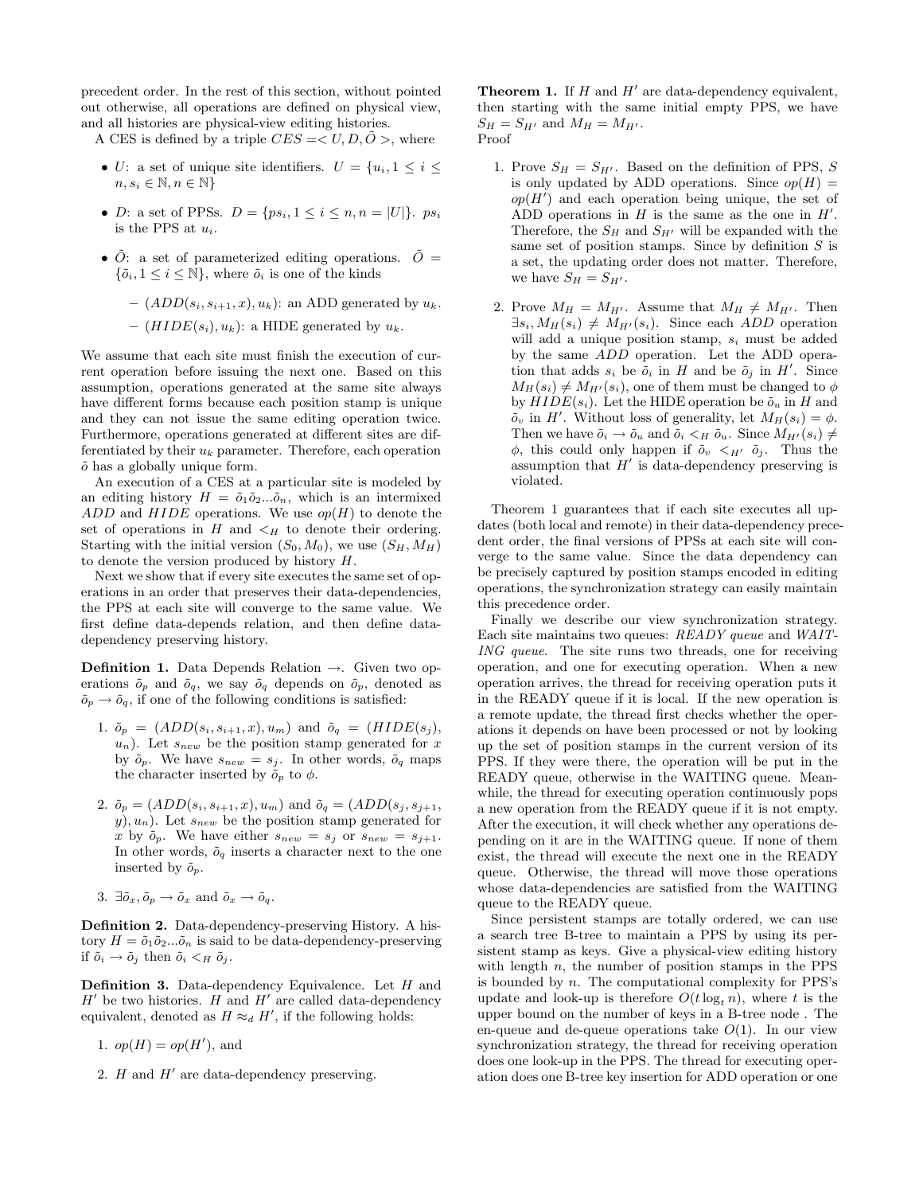precedent order. In the rest of this section, without pointed out otherwise, all operations are defined on physical view, and all histories are physical-view editing histories.

A CES is defined by a triple $CES = < U, D, \tilde{O} >$, where

- $U$: a set of unique site identifiers. $U = \{u_i, 1 \leq i \leq n, s_i \in \mathbb{N}, n \in \mathbb{N}\}$
- $D$: a set of PPSs. $D = \{ps_i, 1 \leq i \leq n, n = |U|\}$. $ps_i$ is the PPS at $u_i$.
- $\tilde{O}$: a set of parameterized editing operations. $\tilde{O} = \{\tilde{o}_i, 1 \leq i \leq \mathbb{N}\}$, where $\tilde{o}_i$ is one of the kinds
  - $(ADD(s_i, s_{i+1}, x), u_k)$: an ADD generated by $u_k$.
  - $(HIDE(s_i), u_k)$: a HIDE generated by $u_k$.

We assume that each site must finish the execution of current operation before issuing the next one. Based on this assumption, operations generated at the same site always have different forms because each position stamp is unique and they can not issue the same editing operation twice. Furthermore, operations generated at different sites are differentiated by their $u_k$ parameter. Therefore, each operation $\tilde{o}$ has a globally unique form.

An execution of a CES at a particular site is modeled by an editing history $H = \tilde{o}_1\tilde{o}_2...\tilde{o}_n$, which is an intermixed $ADD$ and $HIDE$ operations. We use $op(H)$ to denote the set of operations in $H$ and $<_H$ to denote their ordering. Starting with the initial version $(S_0, M_0)$, we use $(S_H, M_H)$ to denote the version produced by history $H$.

Next we show that if every site executes the same set of operations in an order that preserves their data-dependencies, the PPS at each site will converge to the same value. We first define data-depends relation, and then define data-dependency preserving history.

**Definition 1.** Data Depends Relation $\rightarrow$. Given two operations $\tilde{o}_p$ and $\tilde{o}_q$, we say $\tilde{o}_q$ depends on $\tilde{o}_p$, denoted as $\tilde{o}_p \rightarrow \tilde{o}_q$, if one of the following conditions is satisfied:

1. $\tilde{o}_p = (ADD(s_i, s_{i+1}, x), u_m)$ and $\tilde{o}_q = (HIDE(s_j), u_n)$. Let $s_{new}$ be the position stamp generated for $x$ by $\tilde{o}_p$. We have $s_{new} = s_j$. In other words, $\tilde{o}_q$ maps the character inserted by $\tilde{o}_p$ to $\phi$.
2. $\tilde{o}_p = (ADD(s_i, s_{i+1}, x), u_m)$ and $\tilde{o}_q = (ADD(s_j, s_{j+1}, y), u_n)$. Let $s_{new}$ be the position stamp generated for $x$ by $\tilde{o}_p$. We have either $s_{new} = s_j$ or $s_{new} = s_{j+1}$. In other words, $\tilde{o}_q$ inserts a character next to the one inserted by $\tilde{o}_p$.
3. $\exists \tilde{o}_x, \tilde{o}_p \rightarrow \tilde{o}_x$ and $\tilde{o}_x \rightarrow \tilde{o}_q$.

**Definition 2.** Data-dependency-preserving History. A history $H = \tilde{o}_1\tilde{o}_2...\tilde{o}_n$ is said to be data-dependency-preserving if $\tilde{o}_i \rightarrow \tilde{o}_j$ then $\tilde{o}_i <_H \tilde{o}_j$.

**Definition 3.** Data-dependency Equivalence. Let $H$ and $H'$ be two histories. $H$ and $H'$ are called data-dependency equivalent, denoted as $H \approx_d H'$, if the following holds:

1. $op(H) = op(H')$, and
2. $H$ and $H'$ are data-dependency preserving.

**Theorem 1.** If $H$ and $H'$ are data-dependency equivalent, then starting with the same initial empty PPS, we have $S_H = S_{H'}$ and $M_H = M_{H'}$.

Proof

1. Prove $S_H = S_{H'}$. Based on the definition of PPS, $S$ is only updated by ADD operations. Since $op(H) = op(H')$ and each operation being unique, the set of ADD operations in $H$ is the same as the one in $H'$. Therefore, the $S_H$ and $S_{H'}$ will be expanded with the same set of position stamps. Since by definition $S$ is a set, the updating order does not matter. Therefore, we have $S_H = S_{H'}$.
2. Prove $M_H = M_{H'}$. Assume that $M_H \neq M_{H'}$. Then $\exists s_i, M_H(s_i) \neq M_{H'}(s_i)$. Since each $ADD$ operation will add a unique position stamp, $s_i$ must be added by the same $ADD$ operation. Let the ADD operation that adds $s_i$ be $\tilde{o}_i$ in $H$ and be $\tilde{o}_j$ in $H'$. Since $M_H(s_i) \neq M_{H'}(s_i)$, one of them must be changed to $\phi$ by $HIDE(s_i)$. Let the HIDE operation be $\tilde{o}_u$ in $H$ and $\tilde{o}_v$ in $H'$. Without loss of generality, let $M_H(s_i) = \phi$. Then we have $\tilde{o}_i \rightarrow \tilde{o}_u$ and $\tilde{o}_i <_H \tilde{o}_u$. Since $M_{H'}(s_i) \neq \phi$, this could only happen if $\tilde{o}_v <_{H'} \tilde{o}_j$. Thus the assumption that $H'$ is data-dependency preserving is violated.

Theorem 1 guarantees that if each site executes all updates (both local and remote) in their data-dependency precedent order, the final versions of PPSs at each site will converge to the same value. Since the data dependency can be precisely captured by position stamps encoded in editing operations, the synchronization strategy can easily maintain this precedence order.

Finally we describe our view synchronization strategy. Each site maintains two queues: *READY queue* and *WAITING queue*. The site runs two threads, one for receiving operation, and one for executing operation. When a new operation arrives, the thread for receiving operation puts it in the READY queue if it is local. If the new operation is a remote update, the thread first checks whether the operations it depends on have been processed or not by looking up the set of position stamps in the current version of its PPS. If they were there, the operation will be put in the READY queue, otherwise in the WAITING queue. Meanwhile, the thread for executing operation continuously pops a new operation from the READY queue if it is not empty. After the execution, it will check whether any operations depending on it are in the WAITING queue. If none of them exist, the thread will execute the next one in the READY queue. Otherwise, the thread will move those operations whose data-dependencies are satisfied from the WAITING queue to the READY queue.

Since persistent stamps are totally ordered, we can use a search tree B-tree to maintain a PPS by using its persistent stamp as keys. Give a physical-view editing history with length $n$, the number of position stamps in the PPS is bounded by $n$. The computational complexity for PPS's update and look-up is therefore $O(t \log_t n)$, where $t$ is the upper bound on the number of keys in a B-tree node . The en-queue and de-queue operations take $O(1)$. In our view synchronization strategy, the thread for receiving operation does one look-up in the PPS. The thread for executing operation does one B-tree key insertion for ADD operation or one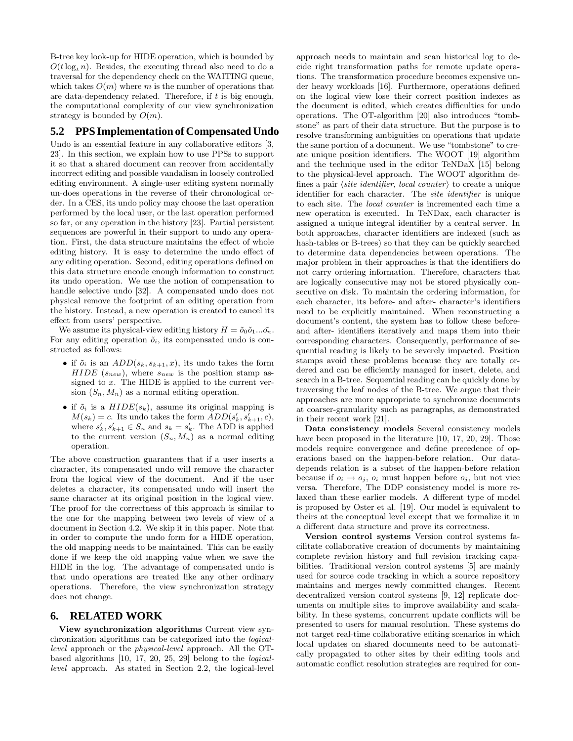B-tree key look-up for HIDE operation, which is bounded by $O(t \log_t n)$. Besides, the executing thread also need to do a traversal for the dependency check on the WAITING queue, which takes $O(m)$ where $m$ is the number of operations that are data-dependency related. Therefore, if $t$ is big enough, the computational complexity of our view synchronization strategy is bounded by $O(m)$.

## 5.2 PPS Implementation of Compensated Undo

Undo is an essential feature in any collaborative editors [3, 23]. In this section, we explain how to use PPSs to support it so that a shared document can recover from accidentally incorrect editing and possible vandalism in loosely controlled editing environment. A single-user editing system normally un-does operations in the reverse of their chronological order. In a CES, its undo policy may choose the last operation performed by the local user, or the last operation performed so far, or any operation in the history [23]. Partial persistent sequences are powerful in their support to undo any operation. First, the data structure maintains the effect of whole editing history. It is easy to determine the undo effect of any editing operation. Second, editing operations defined on this data structure encode enough information to construct its undo operation. We use the notion of compensation to handle selective undo [32]. A compensated undo does not physical remove the footprint of an editing operation from the history. Instead, a new operation is created to cancel its effect from users' perspective.

We assume its physical-view editing history $H = \tilde{o}_0\tilde{o}_1...\tilde{o_n}$. For any editing operation $\tilde{o}_i$, its compensated undo is constructed as follows:

- if $\tilde{o}_i$ is an $ADD(s_k, s_{k+1}, x)$, its undo takes the form $HIDE$ $(s_{new})$, where $s_{new}$ is the position stamp assigned to $x$. The HIDE is applied to the current version $(S_n, M_n)$ as a normal editing operation.
- if $\tilde{o}_i$ is a $HIDE(s_k)$, assume its original mapping is $M(s_k) = c$. Its undo takes the form $ADD(s'_k, s'_{k+1}, c)$, where $s'_k, s'_{k+1} \in S_n$ and $s_k = s'_k$. The ADD is applied to the current version $(S_n, M_n)$ as a normal editing operation.

The above construction guarantees that if a user inserts a character, its compensated undo will remove the character from the logical view of the document. And if the user deletes a character, its compensated undo will insert the same character at its original position in the logical view. The proof for the correctness of this approach is similar to the one for the mapping between two levels of view of a document in Section 4.2. We skip it in this paper. Note that in order to compute the undo form for a HIDE operation, the old mapping needs to be maintained. This can be easily done if we keep the old mapping value when we save the HIDE in the log. The advantage of compensated undo is that undo operations are treated like any other ordinary operations. Therefore, the view synchronization strategy does not change.

# 6. RELATED WORK

**View synchronization algorithms** Current view synchronization algorithms can be categorized into the *logical-level* approach or the *physical-level* approach. All the OT-based algorithms [10, 17, 20, 25, 29] belong to the *logical-level* approach. As stated in Section 2.2, the logical-level approach needs to maintain and scan historical log to decide right transformation paths for remote update operations. The transformation procedure becomes expensive under heavy workloads [16]. Furthermore, operations defined on the logical view lose their correct position indexes as the document is edited, which creates difficulties for undo operations. The OT-algorithm [20] also introduces "tombstone" as part of their data structure. But the purpose is to resolve transforming ambiguities on operations that update the same portion of a document. We use "tombstone" to create unique position identifiers. The WOOT [19] algorithm and the technique used in the editor TeNDaX [15] belong to the physical-level approach. The WOOT algorithm defines a pair $\langle$*site identifier*, *local counter*$\rangle$ to create a unique identifier for each character. The *site identifier* is unique to each site. The *local counter* is incremented each time a new operation is executed. In TeNDax, each character is assigned a unique integral identifier by a central server. In both approaches, character identifiers are indexed (such as hash-tables or B-trees) so that they can be quickly searched to determine data dependencies between operations. The major problem in their approaches is that the identifiers do not carry ordering information. Therefore, characters that are logically consecutive may not be stored physically consecutive on disk. To maintain the ordering information, for each character, its before- and after- character's identifiers need to be explicitly maintained. When reconstructing a document's content, the system has to follow these before- and after- identifiers iteratively and maps them into their corresponding characters. Consequently, performance of sequential reading is likely to be severely impacted. Position stamps avoid these problems because they are totally ordered and can be efficiently managed for insert, delete, and search in a B-tree. Sequential reading can be quickly done by traversing the leaf nodes of the B-tree. We argue that their approaches are more appropriate to synchronize documents at coarser-granularity such as paragraphs, as demonstrated in their recent work [21].

**Data consistency models** Several consistency models have been proposed in the literature [10, 17, 20, 29]. Those models require convergence and define precedence of operations based on the happen-before relation. Our data-depends relation is a subset of the happen-before relation because if $o_i \rightarrow o_j$, $o_i$ must happen before $o_j$, but not vice versa. Therefore, The DDP consistency model is more relaxed than these earlier models. A different type of model is proposed by Oster et al. [19]. Our model is equivalent to theirs at the conceptual level except that we formalize it in a different data structure and prove its correctness.

**Version control systems** Version control systems facilitate collaborative creation of documents by maintaining complete revision history and full revision tracking capabilities. Traditional version control systems [5] are mainly used for source code tracking in which a source repository maintains and merges newly committed changes. Recent decentralized version control systems [9, 12] replicate documents on multiple sites to improve availability and scalability. In these systems, concurrent update conflicts will be presented to users for manual resolution. These systems do not target real-time collaborative editing scenarios in which local updates on shared documents need to be automatically propagated to other sites by their editing tools and automatic conflict resolution strategies are required for con-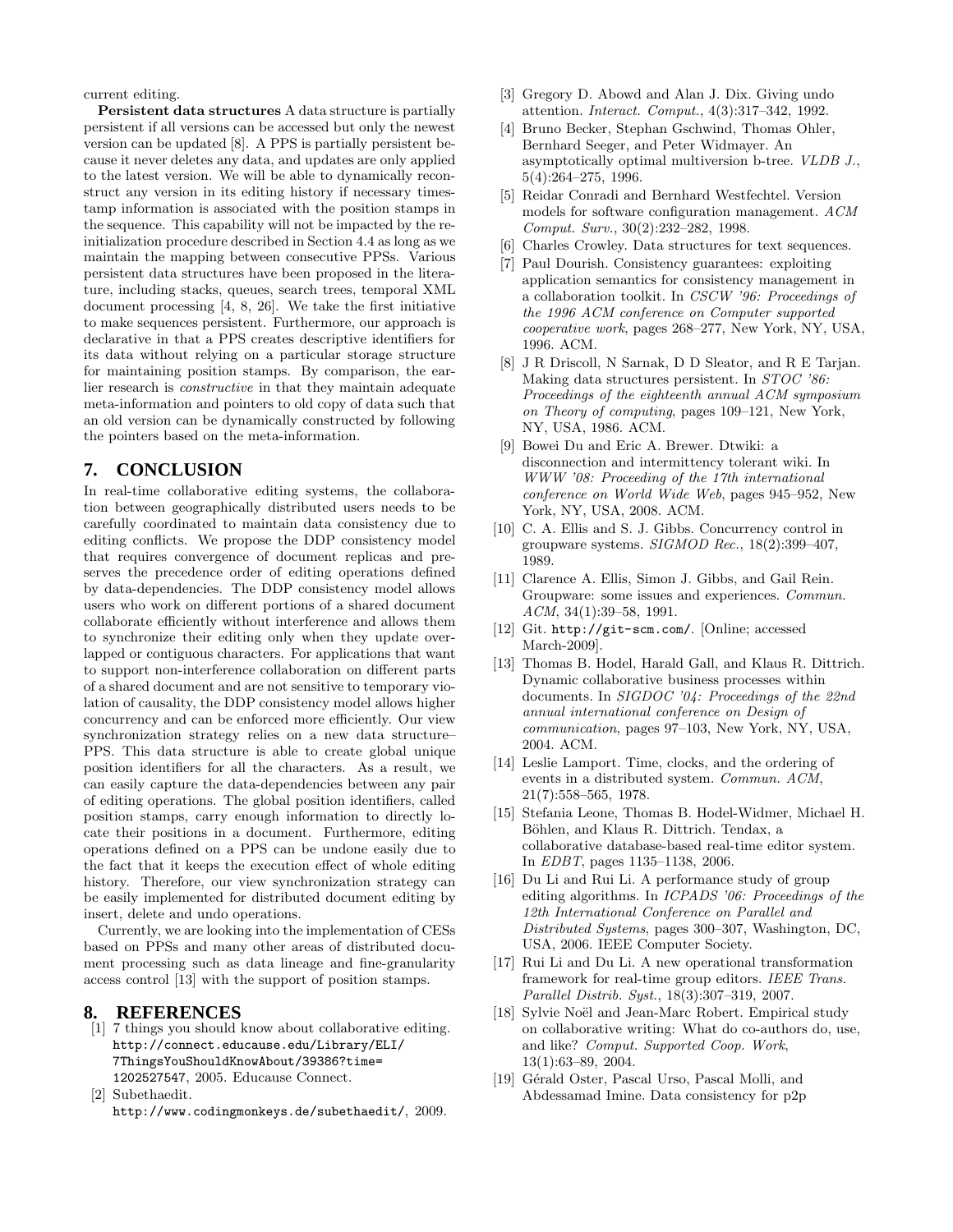current editing.

**Persistent data structures** A data structure is partially persistent if all versions can be accessed but only the newest version can be updated [8]. A PPS is partially persistent because it never deletes any data, and updates are only applied to the latest version. We will be able to dynamically reconstruct any version in its editing history if necessary timestamp information is associated with the position stamps in the sequence. This capability will not be impacted by the reinitialization procedure described in Section 4.4 as long as we maintain the mapping between consecutive PPSs. Various persistent data structures have been proposed in the literature, including stacks, queues, search trees, temporal XML document processing [4, 8, 26]. We take the first initiative to make sequences persistent. Furthermore, our approach is declarative in that a PPS creates descriptive identifiers for its data without relying on a particular storage structure for maintaining position stamps. By comparison, the earlier research is *constructive* in that they maintain adequate meta-information and pointers to old copy of data such that an old version can be dynamically constructed by following the pointers based on the meta-information.

## 7. CONCLUSION

In real-time collaborative editing systems, the collaboration between geographically distributed users needs to be carefully coordinated to maintain data consistency due to editing conflicts. We propose the DDP consistency model that requires convergence of document replicas and preserves the precedence order of editing operations defined by data-dependencies. The DDP consistency model allows users who work on different portions of a shared document collaborate efficiently without interference and allows them to synchronize their editing only when they update overlapped or contiguous characters. For applications that want to support non-interference collaboration on different parts of a shared document and are not sensitive to temporary violation of causality, the DDP consistency model allows higher concurrency and can be enforced more efficiently. Our view synchronization strategy relies on a new data structure– PPS. This data structure is able to create global unique position identifiers for all the characters. As a result, we can easily capture the data-dependencies between any pair of editing operations. The global position identifiers, called position stamps, carry enough information to directly locate their positions in a document. Furthermore, editing operations defined on a PPS can be undone easily due to the fact that it keeps the execution effect of whole editing history. Therefore, our view synchronization strategy can be easily implemented for distributed document editing by insert, delete and undo operations.

Currently, we are looking into the implementation of CESs based on PPSs and many other areas of distributed document processing such as data lineage and fine-granularity access control [13] with the support of position stamps.

## 8. REFERENCES

[1] 7 things you should know about collaborative editing. http://connect.educause.edu/Library/ELI/7ThingsYouShouldKnowAbout/39386?time=1202527547, 2005. Educause Connect.

[2] Subethaedit. http://www.codingmonkeys.de/subethaedit/, 2009.

[3] Gregory D. Abowd and Alan J. Dix. Giving undo attention. *Interact. Comput.*, 4(3):317–342, 1992.

[4] Bruno Becker, Stephan Gschwind, Thomas Ohler, Bernhard Seeger, and Peter Widmayer. An asymptotically optimal multiversion b-tree. *VLDB J.*, 5(4):264–275, 1996.

[5] Reidar Conradi and Bernhard Westfechtel. Version models for software configuration management. *ACM Comput. Surv.*, 30(2):232–282, 1998.

[6] Charles Crowley. Data structures for text sequences.

[7] Paul Dourish. Consistency guarantees: exploiting application semantics for consistency management in a collaboration toolkit. In *CSCW '96: Proceedings of the 1996 ACM conference on Computer supported cooperative work*, pages 268–277, New York, NY, USA, 1996. ACM.

[8] J R Driscoll, N Sarnak, D D Sleator, and R E Tarjan. Making data structures persistent. In *STOC '86: Proceedings of the eighteenth annual ACM symposium on Theory of computing*, pages 109–121, New York, NY, USA, 1986. ACM.

[9] Bowei Du and Eric A. Brewer. Dtwiki: a disconnection and intermittency tolerant wiki. In *WWW '08: Proceeding of the 17th international conference on World Wide Web*, pages 945–952, New York, NY, USA, 2008. ACM.

[10] C. A. Ellis and S. J. Gibbs. Concurrency control in groupware systems. *SIGMOD Rec.*, 18(2):399–407, 1989.

[11] Clarence A. Ellis, Simon J. Gibbs, and Gail Rein. Groupware: some issues and experiences. *Commun. ACM*, 34(1):39–58, 1991.

[12] Git. http://git-scm.com/. [Online; accessed March-2009].

[13] Thomas B. Hodel, Harald Gall, and Klaus R. Dittrich. Dynamic collaborative business processes within documents. In *SIGDOC '04: Proceedings of the 22nd annual international conference on Design of communication*, pages 97–103, New York, NY, USA, 2004. ACM.

[14] Leslie Lamport. Time, clocks, and the ordering of events in a distributed system. *Commun. ACM*, 21(7):558–565, 1978.

[15] Stefania Leone, Thomas B. Hodel-Widmer, Michael H. Böhlen, and Klaus R. Dittrich. Tendax, a collaborative database-based real-time editor system. In *EDBT*, pages 1135–1138, 2006.

[16] Du Li and Rui Li. A performance study of group editing algorithms. In *ICPADS '06: Proceedings of the 12th International Conference on Parallel and Distributed Systems*, pages 300–307, Washington, DC, USA, 2006. IEEE Computer Society.

[17] Rui Li and Du Li. A new operational transformation framework for real-time group editors. *IEEE Trans. Parallel Distrib. Syst.*, 18(3):307–319, 2007.

[18] Sylvie Noël and Jean-Marc Robert. Empirical study on collaborative writing: What do co-authors do, use, and like? *Comput. Supported Coop. Work*, 13(1):63–89, 2004.

[19] Gérald Oster, Pascal Urso, Pascal Molli, and Abdessamad Imine. Data consistency for p2p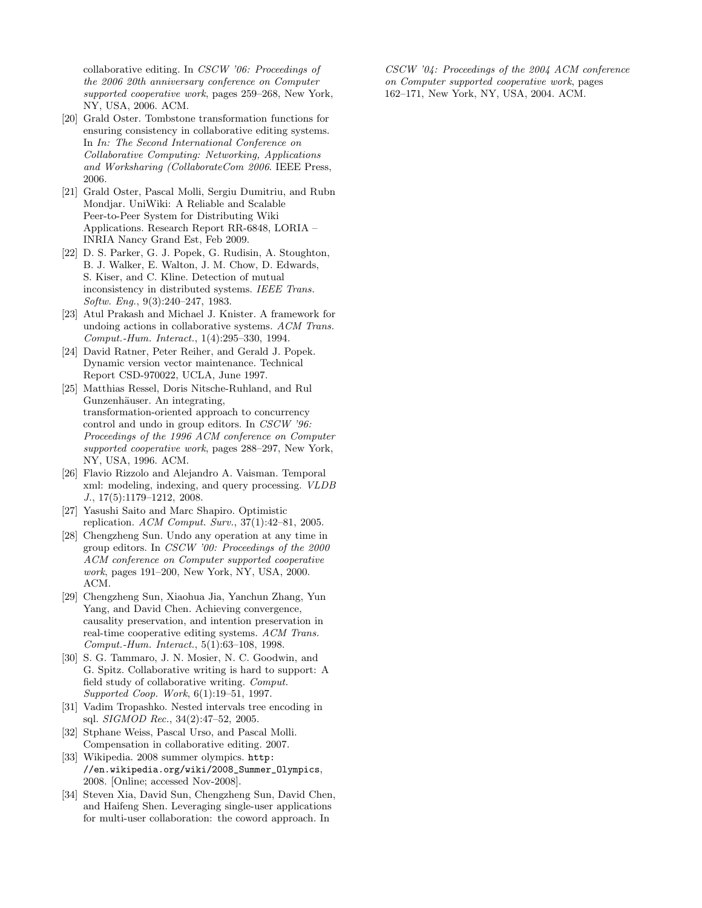collaborative editing. In *CSCW '06: Proceedings of the 2006 20th anniversary conference on Computer supported cooperative work*, pages 259–268, New York, NY, USA, 2006. ACM.

[20] Grald Oster. Tombstone transformation functions for ensuring consistency in collaborative editing systems. In *In: The Second International Conference on Collaborative Computing: Networking, Applications and Worksharing (CollaborateCom 2006*. IEEE Press, 2006.

[21] Grald Oster, Pascal Molli, Sergiu Dumitriu, and Rubn Mondjar. UniWiki: A Reliable and Scalable Peer-to-Peer System for Distributing Wiki Applications. Research Report RR-6848, LORIA – INRIA Nancy Grand Est, Feb 2009.

[22] D. S. Parker, G. J. Popek, G. Rudisin, A. Stoughton, B. J. Walker, E. Walton, J. M. Chow, D. Edwards, S. Kiser, and C. Kline. Detection of mutual inconsistency in distributed systems. *IEEE Trans. Softw. Eng.*, 9(3):240–247, 1983.

[23] Atul Prakash and Michael J. Knister. A framework for undoing actions in collaborative systems. *ACM Trans. Comput.-Hum. Interact.*, 1(4):295–330, 1994.

[24] David Ratner, Peter Reiher, and Gerald J. Popek. Dynamic version vector maintenance. Technical Report CSD-970022, UCLA, June 1997.

[25] Matthias Ressel, Doris Nitsche-Ruhland, and Rul Gunzenhäuser. An integrating, transformation-oriented approach to concurrency control and undo in group editors. In *CSCW '96: Proceedings of the 1996 ACM conference on Computer supported cooperative work*, pages 288–297, New York, NY, USA, 1996. ACM.

[26] Flavio Rizzolo and Alejandro A. Vaisman. Temporal xml: modeling, indexing, and query processing. *VLDB J.*, 17(5):1179–1212, 2008.

[27] Yasushi Saito and Marc Shapiro. Optimistic replication. *ACM Comput. Surv.*, 37(1):42–81, 2005.

[28] Chengzheng Sun. Undo any operation at any time in group editors. In *CSCW '00: Proceedings of the 2000 ACM conference on Computer supported cooperative work*, pages 191–200, New York, NY, USA, 2000. ACM.

[29] Chengzheng Sun, Xiaohua Jia, Yanchun Zhang, Yun Yang, and David Chen. Achieving convergence, causality preservation, and intention preservation in real-time cooperative editing systems. *ACM Trans. Comput.-Hum. Interact.*, 5(1):63–108, 1998.

[30] S. G. Tammaro, J. N. Mosier, N. C. Goodwin, and G. Spitz. Collaborative writing is hard to support: A field study of collaborative writing. *Comput. Supported Coop. Work*, 6(1):19–51, 1997.

[31] Vadim Tropashko. Nested intervals tree encoding in sql. *SIGMOD Rec.*, 34(2):47–52, 2005.

[32] Stphane Weiss, Pascal Urso, and Pascal Molli. Compensation in collaborative editing. 2007.

[33] Wikipedia. 2008 summer olympics. `http://en.wikipedia.org/wiki/2008_Summer_Olympics`, 2008. [Online; accessed Nov-2008].

[34] Steven Xia, David Sun, Chengzheng Sun, David Chen, and Haifeng Shen. Leveraging single-user applications for multi-user collaboration: the coword approach. In *CSCW '04: Proceedings of the 2004 ACM conference on Computer supported cooperative work*, pages 162–171, New York, NY, USA, 2004. ACM.